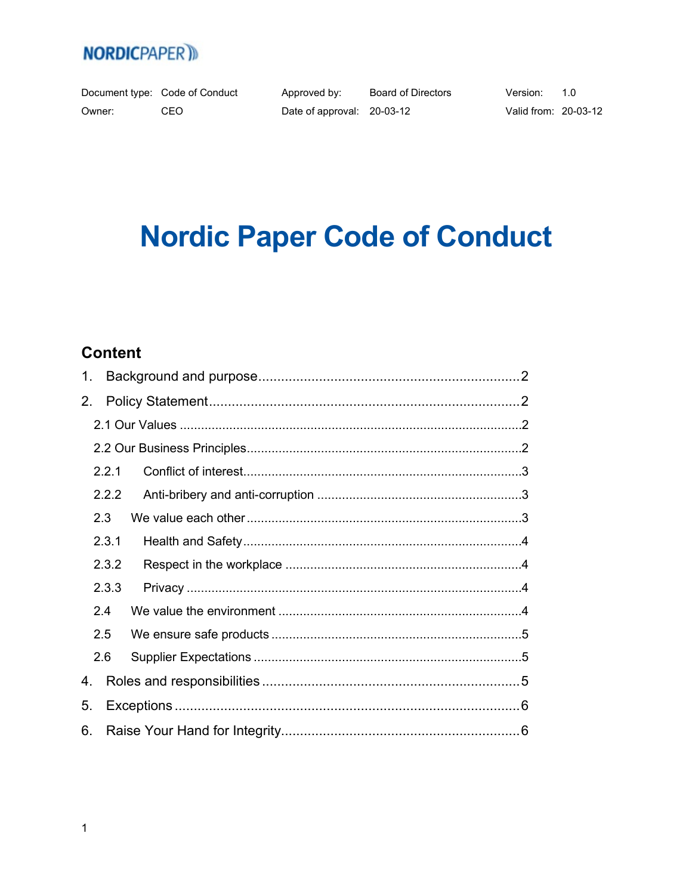NORDICPAPER

| Document type: | Code of Conduct | Approved by: | Board of Directors | Version: | 1.0 |
|---|---|---|---|---|---|
| Owner: | CEO | Date of approval: | 20-03-12 | Valid from: | 20-03-12 |

# Nordic Paper Code of Conduct

## Content

1. Background and purpose ........ 2
2. Policy Statement ........ 2
   - 2.1 Our Values ........ 2
   - 2.2 Our Business Principles ........ 2
   - 2.2.1 Conflict of interest ........ 3
   - 2.2.2 Anti-bribery and anti-corruption ........ 3
   - 2.3 We value each other ........ 3
   - 2.3.1 Health and Safety ........ 4
   - 2.3.2 Respect in the workplace ........ 4
   - 2.3.3 Privacy ........ 4
   - 2.4 We value the environment ........ 4
   - 2.5 We ensure safe products ........ 5
   - 2.6 Supplier Expectations ........ 5

4. Roles and responsibilities ........ 5
5. Exceptions ........ 6
6. Raise Your Hand for Integrity ........ 6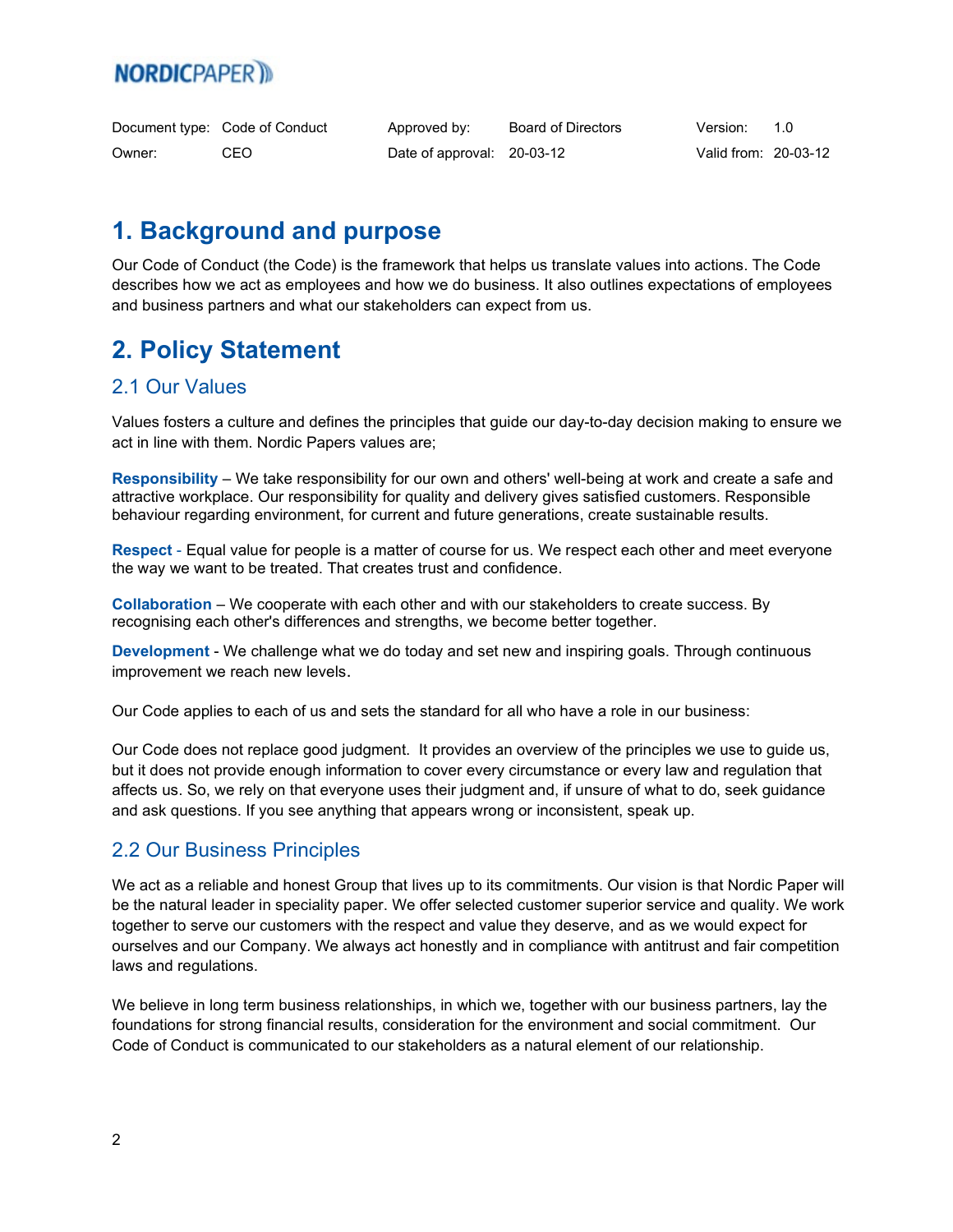NORDICPAPER

| Document type: | Code of Conduct | Approved by: | Board of Directors | Version: | 1.0 |
| --- | --- | --- | --- | --- | --- |
| Owner: | CEO | Date of approval: | 20-03-12 | Valid from: | 20-03-12 |

# 1. Background and purpose

Our Code of Conduct (the Code) is the framework that helps us translate values into actions. The Code describes how we act as employees and how we do business. It also outlines expectations of employees and business partners and what our stakeholders can expect from us.

# 2. Policy Statement

## 2.1 Our Values

Values fosters a culture and defines the principles that guide our day-to-day decision making to ensure we act in line with them. Nordic Papers values are;

**Responsibility** – We take responsibility for our own and others' well-being at work and create a safe and attractive workplace. Our responsibility for quality and delivery gives satisfied customers. Responsible behaviour regarding environment, for current and future generations, create sustainable results.

**Respect** - Equal value for people is a matter of course for us. We respect each other and meet everyone the way we want to be treated. That creates trust and confidence.

**Collaboration** – We cooperate with each other and with our stakeholders to create success. By recognising each other's differences and strengths, we become better together.

**Development** - We challenge what we do today and set new and inspiring goals. Through continuous improvement we reach new levels.

Our Code applies to each of us and sets the standard for all who have a role in our business:

Our Code does not replace good judgment. It provides an overview of the principles we use to guide us, but it does not provide enough information to cover every circumstance or every law and regulation that affects us. So, we rely on that everyone uses their judgment and, if unsure of what to do, seek guidance and ask questions. If you see anything that appears wrong or inconsistent, speak up.

## 2.2 Our Business Principles

We act as a reliable and honest Group that lives up to its commitments. Our vision is that Nordic Paper will be the natural leader in speciality paper. We offer selected customer superior service and quality. We work together to serve our customers with the respect and value they deserve, and as we would expect for ourselves and our Company. We always act honestly and in compliance with antitrust and fair competition laws and regulations.

We believe in long term business relationships, in which we, together with our business partners, lay the foundations for strong financial results, consideration for the environment and social commitment. Our Code of Conduct is communicated to our stakeholders as a natural element of our relationship.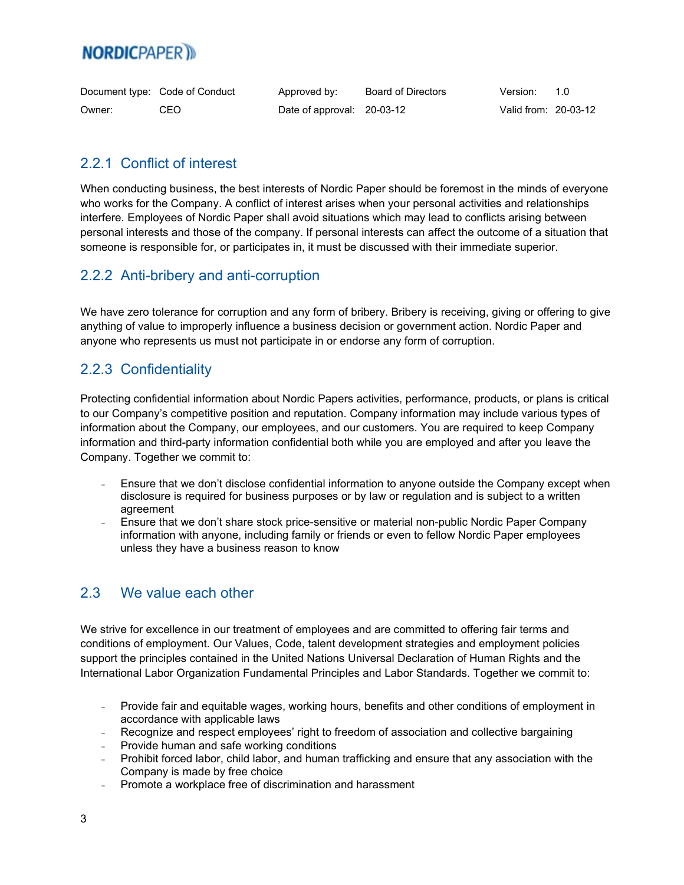### 2.2.1 Conflict of interest

When conducting business, the best interests of Nordic Paper should be foremost in the minds of everyone who works for the Company. A conflict of interest arises when your personal activities and relationships interfere. Employees of Nordic Paper shall avoid situations which may lead to conflicts arising between personal interests and those of the company. If personal interests can affect the outcome of a situation that someone is responsible for, or participates in, it must be discussed with their immediate superior.

### 2.2.2 Anti-bribery and anti-corruption

We have zero tolerance for corruption and any form of bribery. Bribery is receiving, giving or offering to give anything of value to improperly influence a business decision or government action. Nordic Paper and anyone who represents us must not participate in or endorse any form of corruption.

### 2.2.3 Confidentiality

Protecting confidential information about Nordic Papers activities, performance, products, or plans is critical to our Company's competitive position and reputation. Company information may include various types of information about the Company, our employees, and our customers. You are required to keep Company information and third-party information confidential both while you are employed and after you leave the Company. Together we commit to:

- Ensure that we don't disclose confidential information to anyone outside the Company except when disclosure is required for business purposes or by law or regulation and is subject to a written agreement
- Ensure that we don't share stock price-sensitive or material non-public Nordic Paper Company information with anyone, including family or friends or even to fellow Nordic Paper employees unless they have a business reason to know

## 2.3 We value each other

We strive for excellence in our treatment of employees and are committed to offering fair terms and conditions of employment. Our Values, Code, talent development strategies and employment policies support the principles contained in the United Nations Universal Declaration of Human Rights and the International Labor Organization Fundamental Principles and Labor Standards. Together we commit to:

- Provide fair and equitable wages, working hours, benefits and other conditions of employment in accordance with applicable laws
- Recognize and respect employees' right to freedom of association and collective bargaining
- Provide human and safe working conditions
- Prohibit forced labor, child labor, and human trafficking and ensure that any association with the Company is made by free choice
- Promote a workplace free of discrimination and harassment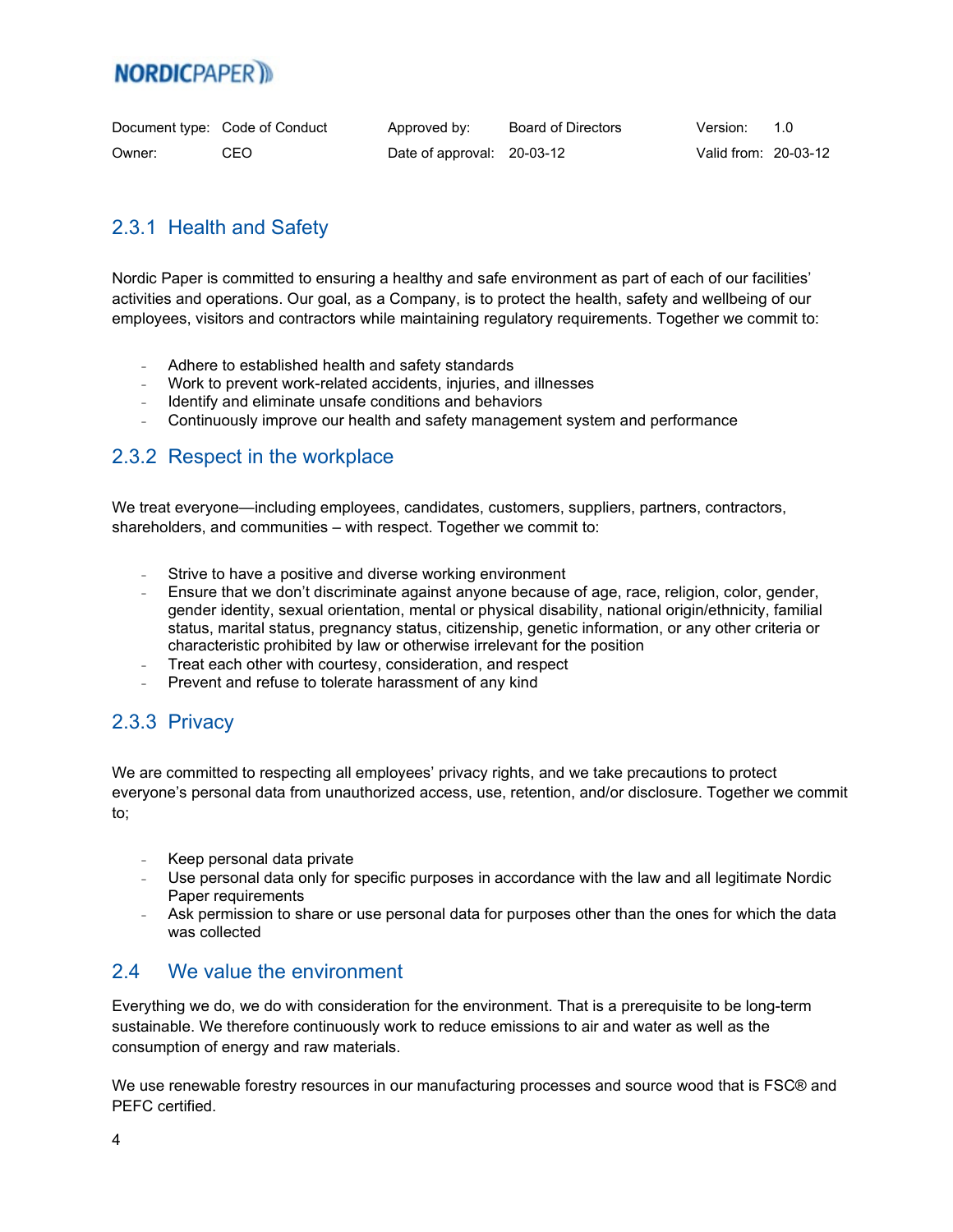### 2.3.1 Health and Safety

Nordic Paper is committed to ensuring a healthy and safe environment as part of each of our facilities' activities and operations. Our goal, as a Company, is to protect the health, safety and wellbeing of our employees, visitors and contractors while maintaining regulatory requirements. Together we commit to:

- Adhere to established health and safety standards
- Work to prevent work-related accidents, injuries, and illnesses
- Identify and eliminate unsafe conditions and behaviors
- Continuously improve our health and safety management system and performance

### 2.3.2 Respect in the workplace

We treat everyone—including employees, candidates, customers, suppliers, partners, contractors, shareholders, and communities – with respect. Together we commit to:

- Strive to have a positive and diverse working environment
- Ensure that we don't discriminate against anyone because of age, race, religion, color, gender, gender identity, sexual orientation, mental or physical disability, national origin/ethnicity, familial status, marital status, pregnancy status, citizenship, genetic information, or any other criteria or characteristic prohibited by law or otherwise irrelevant for the position
- Treat each other with courtesy, consideration, and respect
- Prevent and refuse to tolerate harassment of any kind

### 2.3.3 Privacy

We are committed to respecting all employees' privacy rights, and we take precautions to protect everyone's personal data from unauthorized access, use, retention, and/or disclosure. Together we commit to;

- Keep personal data private
- Use personal data only for specific purposes in accordance with the law and all legitimate Nordic Paper requirements
- Ask permission to share or use personal data for purposes other than the ones for which the data was collected

## 2.4 We value the environment

Everything we do, we do with consideration for the environment. That is a prerequisite to be long-term sustainable. We therefore continuously work to reduce emissions to air and water as well as the consumption of energy and raw materials.

We use renewable forestry resources in our manufacturing processes and source wood that is FSC® and PEFC certified.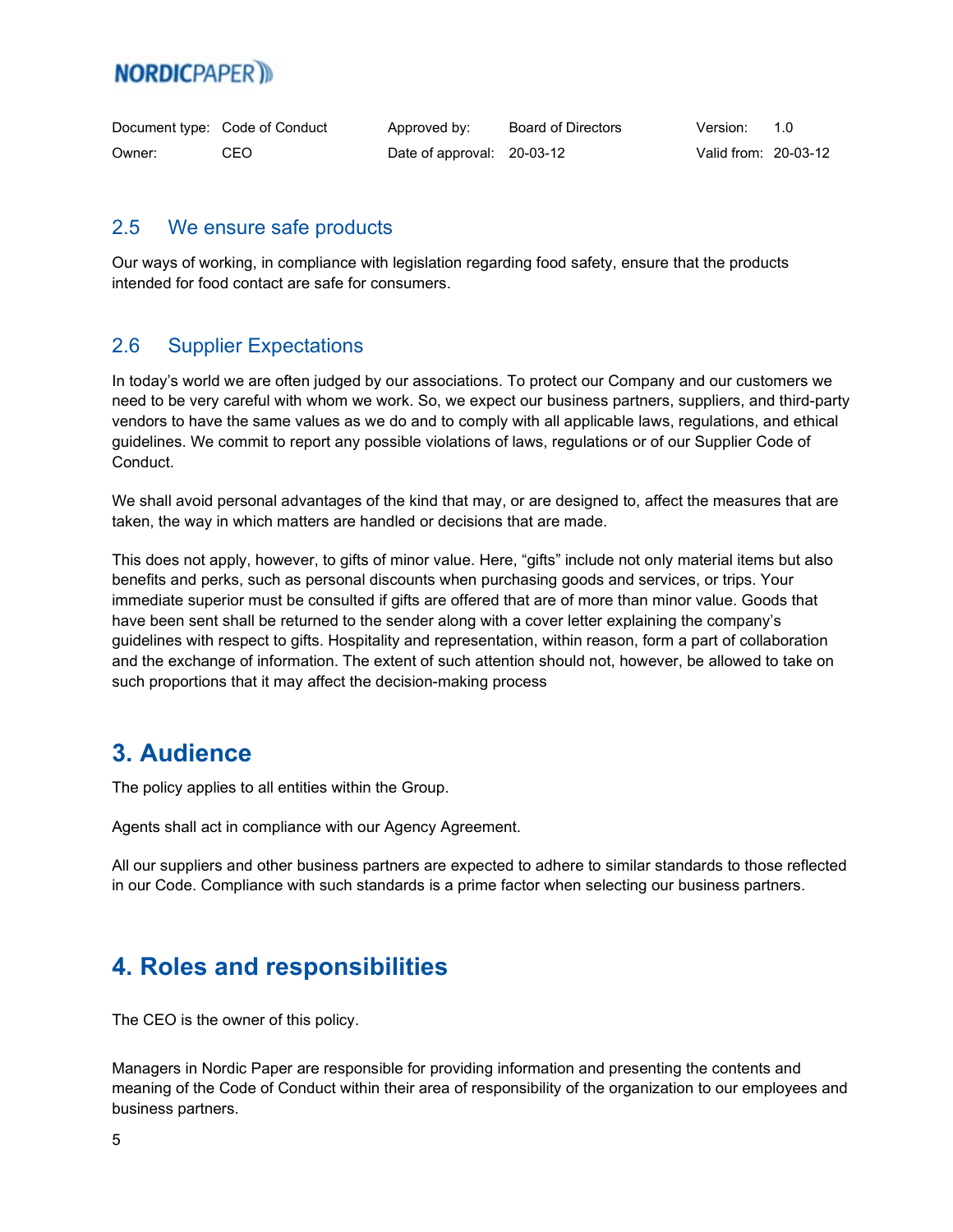### 2.5 We ensure safe products

Our ways of working, in compliance with legislation regarding food safety, ensure that the products intended for food contact are safe for consumers.

### 2.6 Supplier Expectations

In today's world we are often judged by our associations. To protect our Company and our customers we need to be very careful with whom we work. So, we expect our business partners, suppliers, and third-party vendors to have the same values as we do and to comply with all applicable laws, regulations, and ethical guidelines. We commit to report any possible violations of laws, regulations or of our Supplier Code of Conduct.

We shall avoid personal advantages of the kind that may, or are designed to, affect the measures that are taken, the way in which matters are handled or decisions that are made.

This does not apply, however, to gifts of minor value. Here, "gifts" include not only material items but also benefits and perks, such as personal discounts when purchasing goods and services, or trips. Your immediate superior must be consulted if gifts are offered that are of more than minor value. Goods that have been sent shall be returned to the sender along with a cover letter explaining the company's guidelines with respect to gifts. Hospitality and representation, within reason, form a part of collaboration and the exchange of information. The extent of such attention should not, however, be allowed to take on such proportions that it may affect the decision-making process

## 3. Audience

The policy applies to all entities within the Group.

Agents shall act in compliance with our Agency Agreement.

All our suppliers and other business partners are expected to adhere to similar standards to those reflected in our Code. Compliance with such standards is a prime factor when selecting our business partners.

## 4. Roles and responsibilities

The CEO is the owner of this policy.

Managers in Nordic Paper are responsible for providing information and presenting the contents and meaning of the Code of Conduct within their area of responsibility of the organization to our employees and business partners.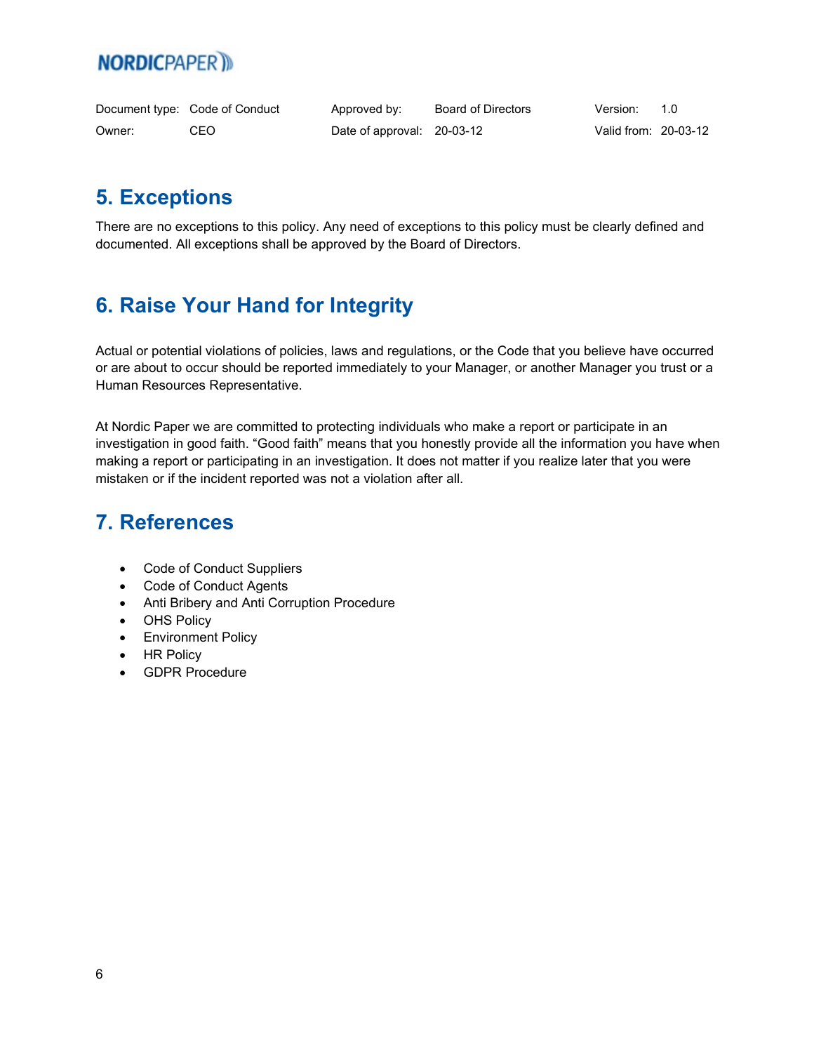## 5. Exceptions

There are no exceptions to this policy. Any need of exceptions to this policy must be clearly defined and documented. All exceptions shall be approved by the Board of Directors.

## 6. Raise Your Hand for Integrity

Actual or potential violations of policies, laws and regulations, or the Code that you believe have occurred or are about to occur should be reported immediately to your Manager, or another Manager you trust or a Human Resources Representative.

At Nordic Paper we are committed to protecting individuals who make a report or participate in an investigation in good faith. "Good faith" means that you honestly provide all the information you have when making a report or participating in an investigation. It does not matter if you realize later that you were mistaken or if the incident reported was not a violation after all.

## 7. References

- Code of Conduct Suppliers
- Code of Conduct Agents
- Anti Bribery and Anti Corruption Procedure
- OHS Policy
- Environment Policy
- HR Policy
- GDPR Procedure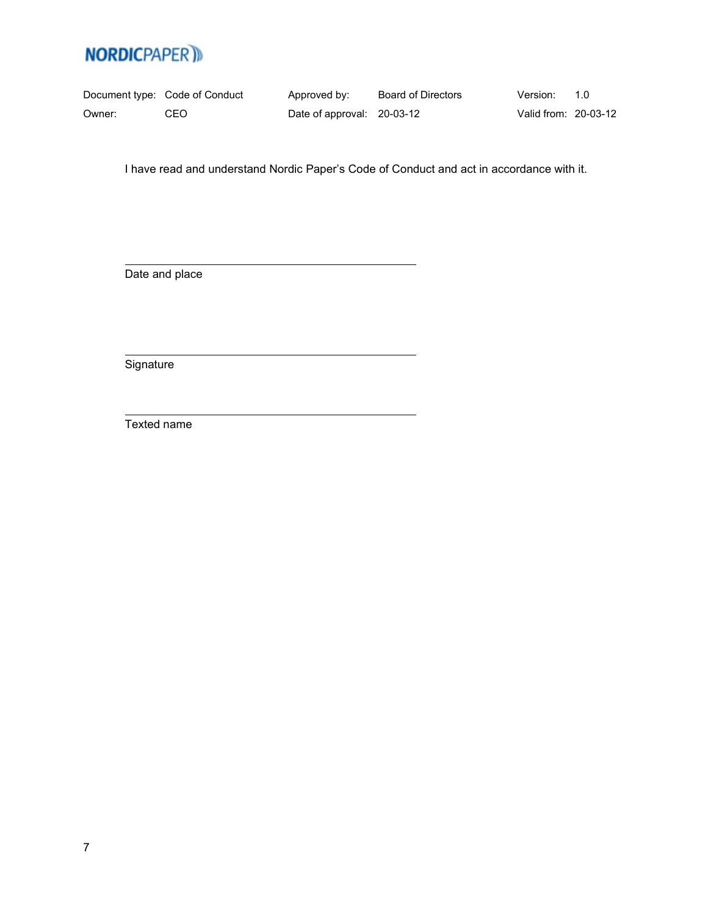| | | | | | |
|---|---|---|---|---|---|
| Document type: | Code of Conduct | Approved by: | Board of Directors | Version: | 1.0 |
| Owner: | CEO | Date of approval: | 20-03-12 | Valid from: | 20-03-12 |

I have read and understand Nordic Paper's Code of Conduct and act in accordance with it.

______________________________
Date and place

______________________________
Signature

______________________________
Texted name